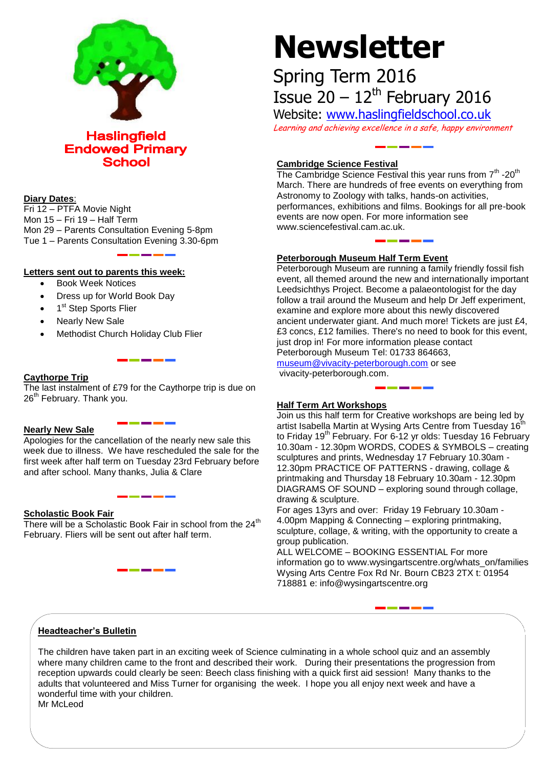# Haslingfield Endowed Primary School

# Newsletter

## Spring Term 2016

## Issue 20 – 12th February 2016

Website: www.haslingfieldschool.co.uk

*Learning and achieving excellence in a safe, happy environment*

### Diary Dates:

Fri 12 – PTFA Movie Night
Mon 15 – Fri 19 – Half Term
Mon 29 – Parents Consultation Evening 5-8pm
Tue 1 – Parents Consultation Evening 3.30-6pm

### Letters sent out to parents this week:

- Book Week Notices
- Dress up for World Book Day
- 1st Step Sports Flier
- Nearly New Sale
- Methodist Church Holiday Club Flier

### Caythorpe Trip

The last instalment of £79 for the Caythorpe trip is due on 26th February. Thank you.

### Nearly New Sale

Apologies for the cancellation of the nearly new sale this week due to illness. We have rescheduled the sale for the first week after half term on Tuesday 23rd February before and after school. Many thanks, Julia & Clare

### Scholastic Book Fair

There will be a Scholastic Book Fair in school from the 24th February. Fliers will be sent out after half term.

### Cambridge Science Festival

The Cambridge Science Festival this year runs from 7th -20th March. There are hundreds of free events on everything from Astronomy to Zoology with talks, hands-on activities, performances, exhibitions and films. Bookings for all pre-book events are now open. For more information see www.sciencefestival.cam.ac.uk.

### Peterborough Museum Half Term Event

Peterborough Museum are running a family friendly fossil fish event, all themed around the new and internationally important Leedsichthys Project. Become a palaeontologist for the day follow a trail around the Museum and help Dr Jeff experiment, examine and explore more about this newly discovered ancient underwater giant. And much more! Tickets are just £4, £3 concs, £12 families. There's no need to book for this event, just drop in! For more information please contact Peterborough Museum Tel: 01733 864663, museum@vivacity-peterborough.com or see vivacity-peterborough.com.

### Half Term Art Workshops

Join us this half term for Creative workshops are being led by artist Isabella Martin at Wysing Arts Centre from Tuesday 16th to Friday 19th February. For 6-12 yr olds: Tuesday 16 February 10.30am - 12.30pm WORDS, CODES & SYMBOLS – creating sculptures and prints, Wednesday 17 February 10.30am - 12.30pm PRACTICE OF PATTERNS - drawing, collage & printmaking and Thursday 18 February 10.30am - 12.30pm DIAGRAMS OF SOUND – exploring sound through collage, drawing & sculpture.

For ages 13yrs and over: Friday 19 February 10.30am - 4.00pm Mapping & Connecting – exploring printmaking, sculpture, collage, & writing, with the opportunity to create a group publication.

ALL WELCOME – BOOKING ESSENTIAL For more information go to www.wysingartscentre.org/whats_on/families Wysing Arts Centre Fox Rd Nr. Bourn CB23 2TX t: 01954 718881 e: info@wysingartscentre.org

### Headteacher's Bulletin

The children have taken part in an exciting week of Science culminating in a whole school quiz and an assembly where many children came to the front and described their work. During their presentations the progression from reception upwards could clearly be seen: Beech class finishing with a quick first aid session! Many thanks to the adults that volunteered and Miss Turner for organising the week. I hope you all enjoy next week and have a wonderful time with your children.
Mr McLeod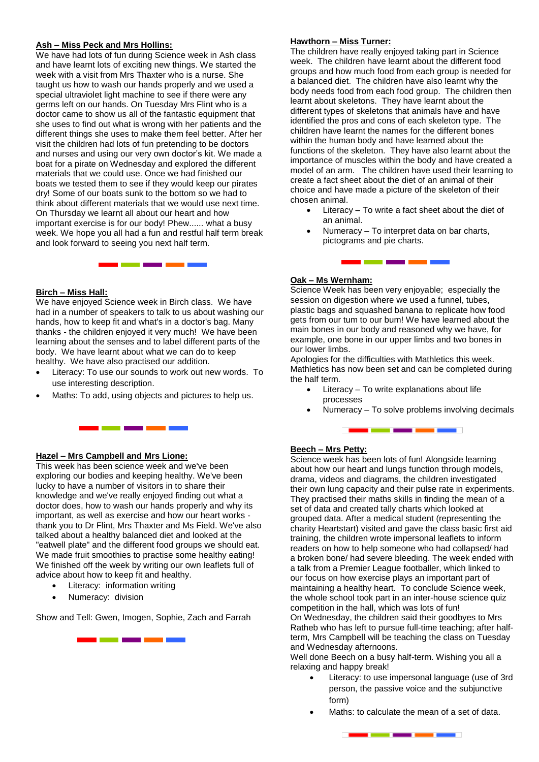**Ash – Miss Peck and Mrs Hollins:**

We have had lots of fun during Science week in Ash class and have learnt lots of exciting new things. We started the week with a visit from Mrs Thaxter who is a nurse. She taught us how to wash our hands properly and we used a special ultraviolet light machine to see if there were any germs left on our hands. On Tuesday Mrs Flint who is a doctor came to show us all of the fantastic equipment that she uses to find out what is wrong with her patients and the different things she uses to make them feel better. After her visit the children had lots of fun pretending to be doctors and nurses and using our very own doctor's kit. We made a boat for a pirate on Wednesday and explored the different materials that we could use. Once we had finished our boats we tested them to see if they would keep our pirates dry! Some of our boats sunk to the bottom so we had to think about different materials that we would use next time. On Thursday we learnt all about our heart and how important exercise is for our body! Phew...... what a busy week. We hope you all had a fun and restful half term break and look forward to seeing you next half term.

**Birch – Miss Hall:**

We have enjoyed Science week in Birch class. We have had in a number of speakers to talk to us about washing our hands, how to keep fit and what's in a doctor's bag. Many thanks - the children enjoyed it very much! We have been learning about the senses and to label different parts of the body. We have learnt about what we can do to keep healthy. We have also practised our addition.

- Literacy: To use our sounds to work out new words. To use interesting description.
- Maths: To add, using objects and pictures to help us.

**Hazel – Mrs Campbell and Mrs Lione:**

This week has been science week and we've been exploring our bodies and keeping healthy. We've been lucky to have a number of visitors in to share their knowledge and we've really enjoyed finding out what a doctor does, how to wash our hands properly and why its important, as well as exercise and how our heart works - thank you to Dr Flint, Mrs Thaxter and Ms Field. We've also talked about a healthy balanced diet and looked at the "eatwell plate" and the different food groups we should eat. We made fruit smoothies to practise some healthy eating! We finished off the week by writing our own leaflets full of advice about how to keep fit and healthy.

- Literacy: information writing
- Numeracy: division

Show and Tell: Gwen, Imogen, Sophie, Zach and Farrah

**Hawthorn – Miss Turner:**

The children have really enjoyed taking part in Science week. The children have learnt about the different food groups and how much food from each group is needed for a balanced diet. The children have also learnt why the body needs food from each food group. The children then learnt about skeletons. They have learnt about the different types of skeletons that animals have and have identified the pros and cons of each skeleton type. The children have learnt the names for the different bones within the human body and have learned about the functions of the skeleton. They have also learnt about the importance of muscles within the body and have created a model of an arm. The children have used their learning to create a fact sheet about the diet of an animal of their choice and have made a picture of the skeleton of their chosen animal.

- Literacy – To write a fact sheet about the diet of an animal.
- Numeracy – To interpret data on bar charts, pictograms and pie charts.

**Oak – Ms Wernham:**

Science Week has been very enjoyable; especially the session on digestion where we used a funnel, tubes, plastic bags and squashed banana to replicate how food gets from our tum to our bum! We have learned about the main bones in our body and reasoned why we have, for example, one bone in our upper limbs and two bones in our lower limbs.

Apologies for the difficulties with Mathletics this week. Mathletics has now been set and can be completed during the half term.

- Literacy – To write explanations about life processes
- Numeracy – To solve problems involving decimals

**Beech – Mrs Petty:**

Science week has been lots of fun! Alongside learning about how our heart and lungs function through models, drama, videos and diagrams, the children investigated their own lung capacity and their pulse rate in experiments. They practised their maths skills in finding the mean of a set of data and created tally charts which looked at grouped data. After a medical student (representing the charity Heartstart) visited and gave the class basic first aid training, the children wrote impersonal leaflets to inform readers on how to help someone who had collapsed/ had a broken bone/ had severe bleeding. The week ended with a talk from a Premier League footballer, which linked to our focus on how exercise plays an important part of maintaining a healthy heart. To conclude Science week, the whole school took part in an inter-house science quiz competition in the hall, which was lots of fun!

On Wednesday, the children said their goodbyes to Mrs Ratheb who has left to pursue full-time teaching; after half-term, Mrs Campbell will be teaching the class on Tuesday and Wednesday afternoons.

Well done Beech on a busy half-term. Wishing you all a relaxing and happy break!

- Literacy: to use impersonal language (use of 3rd person, the passive voice and the subjunctive form)
- Maths: to calculate the mean of a set of data.